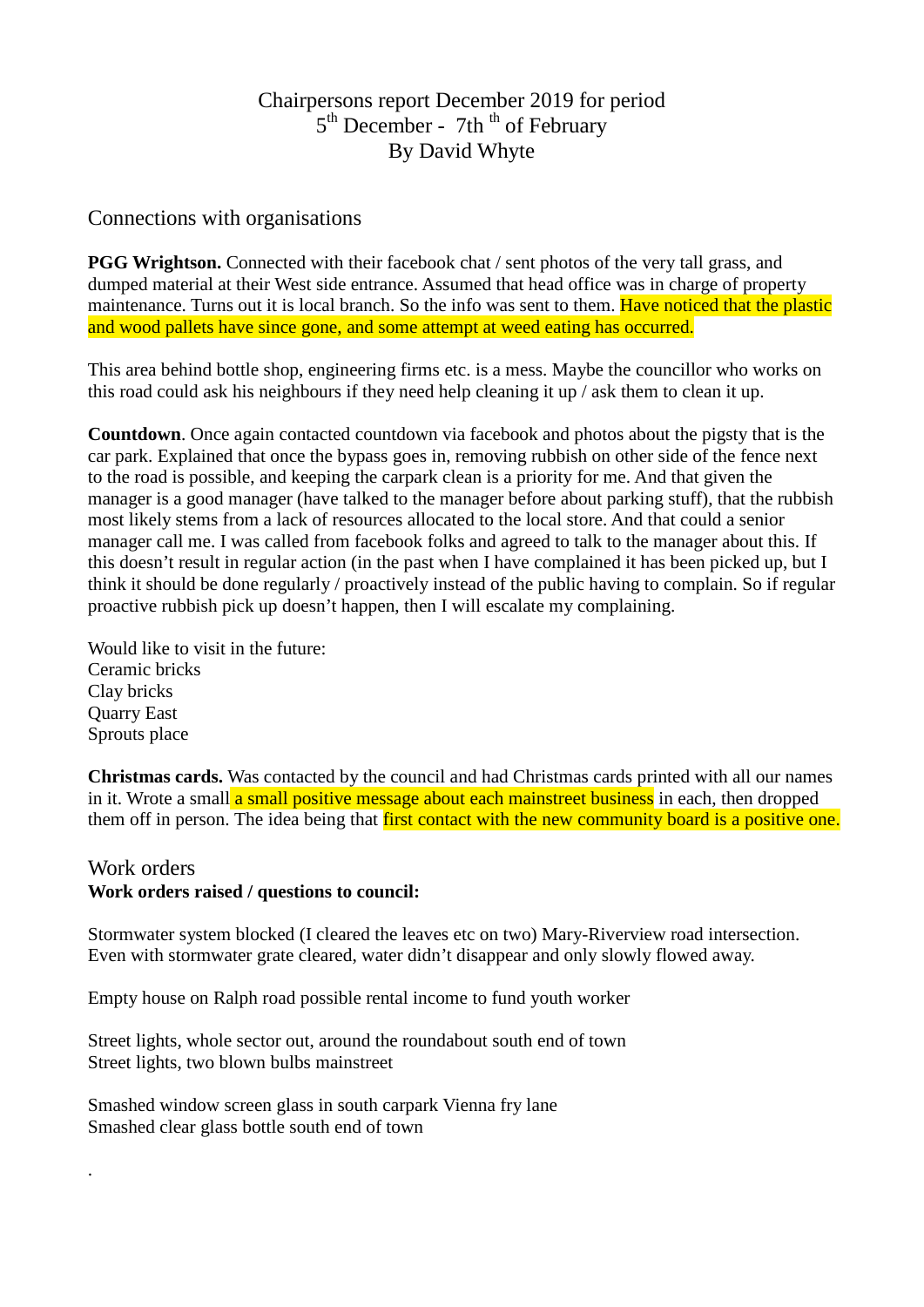# Chairpersons report December 2019 for period 5th December - 7th th of February
By David Whyte

## Connections with organisations

**PGG Wrightson.** Connected with their facebook chat / sent photos of the very tall grass, and dumped material at their West side entrance. Assumed that head office was in charge of property maintenance. Turns out it is local branch. So the info was sent to them. Have noticed that the plastic and wood pallets have since gone, and some attempt at weed eating has occurred.

This area behind bottle shop, engineering firms etc. is a mess. Maybe the councillor who works on this road could ask his neighbours if they need help cleaning it up / ask them to clean it up.

**Countdown**. Once again contacted countdown via facebook and photos about the pigsty that is the car park. Explained that once the bypass goes in, removing rubbish on other side of the fence next to the road is possible, and keeping the carpark clean is a priority for me. And that given the manager is a good manager (have talked to the manager before about parking stuff), that the rubbish most likely stems from a lack of resources allocated to the local store. And that could a senior manager call me. I was called from facebook folks and agreed to talk to the manager about this. If this doesn't result in regular action (in the past when I have complained it has been picked up, but I think it should be done regularly / proactively instead of the public having to complain. So if regular proactive rubbish pick up doesn't happen, then I will escalate my complaining.

Would like to visit in the future:
Ceramic bricks
Clay bricks
Quarry East
Sprouts place

**Christmas cards.** Was contacted by the council and had Christmas cards printed with all our names in it. Wrote a small a small positive message about each mainstreet business in each, then dropped them off in person. The idea being that first contact with the new community board is a positive one.

## Work orders

**Work orders raised / questions to council:**

Stormwater system blocked (I cleared the leaves etc on two) Mary-Riverview road intersection. Even with stormwater grate cleared, water didn't disappear and only slowly flowed away.

Empty house on Ralph road possible rental income to fund youth worker

Street lights, whole sector out, around the roundabout south end of town
Street lights, two blown bulbs mainstreet

Smashed window screen glass in south carpark Vienna fry lane
Smashed clear glass bottle south end of town

.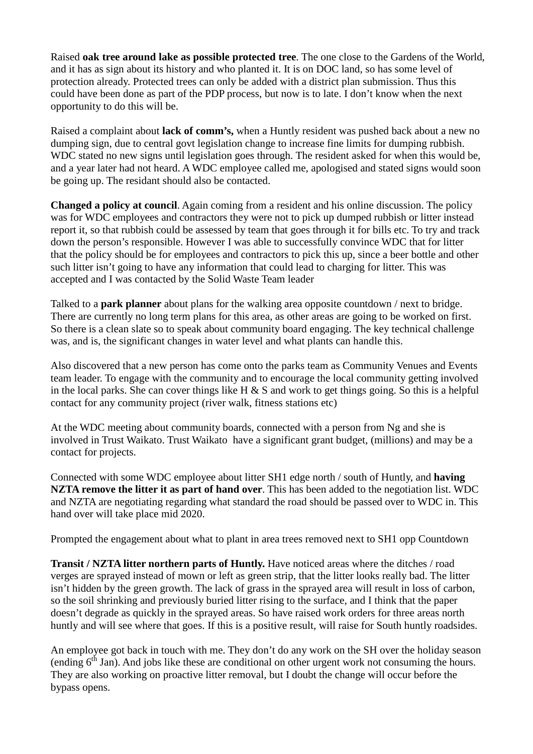Raised **oak tree around lake as possible protected tree**. The one close to the Gardens of the World, and it has as sign about its history and who planted it. It is on DOC land, so has some level of protection already. Protected trees can only be added with a district plan submission. Thus this could have been done as part of the PDP process, but now is to late. I don't know when the next opportunity to do this will be.

Raised a complaint about **lack of comm's,** when a Huntly resident was pushed back about a new no dumping sign, due to central govt legislation change to increase fine limits for dumping rubbish. WDC stated no new signs until legislation goes through. The resident asked for when this would be, and a year later had not heard. A WDC employee called me, apologised and stated signs would soon be going up. The residant should also be contacted.

**Changed a policy at council**. Again coming from a resident and his online discussion. The policy was for WDC employees and contractors they were not to pick up dumped rubbish or litter instead report it, so that rubbish could be assessed by team that goes through it for bills etc. To try and track down the person's responsible. However I was able to successfully convince WDC that for litter that the policy should be for employees and contractors to pick this up, since a beer bottle and other such litter isn't going to have any information that could lead to charging for litter. This was accepted and I was contacted by the Solid Waste Team leader

Talked to a **park planner** about plans for the walking area opposite countdown / next to bridge. There are currently no long term plans for this area, as other areas are going to be worked on first. So there is a clean slate so to speak about community board engaging. The key technical challenge was, and is, the significant changes in water level and what plants can handle this.

Also discovered that a new person has come onto the parks team as Community Venues and Events team leader. To engage with the community and to encourage the local community getting involved in the local parks. She can cover things like H & S and work to get things going. So this is a helpful contact for any community project (river walk, fitness stations etc)

At the WDC meeting about community boards, connected with a person from Ng and she is involved in Trust Waikato. Trust Waikato have a significant grant budget, (millions) and may be a contact for projects.

Connected with some WDC employee about litter SH1 edge north / south of Huntly, and **having NZTA remove the litter it as part of hand over**. This has been added to the negotiation list. WDC and NZTA are negotiating regarding what standard the road should be passed over to WDC in. This hand over will take place mid 2020.

Prompted the engagement about what to plant in area trees removed next to SH1 opp Countdown

**Transit / NZTA litter northern parts of Huntly.** Have noticed areas where the ditches / road verges are sprayed instead of mown or left as green strip, that the litter looks really bad. The litter isn't hidden by the green growth. The lack of grass in the sprayed area will result in loss of carbon, so the soil shrinking and previously buried litter rising to the surface, and I think that the paper doesn't degrade as quickly in the sprayed areas. So have raised work orders for three areas north huntly and will see where that goes. If this is a positive result, will raise for South huntly roadsides.

An employee got back in touch with me. They don't do any work on the SH over the holiday season (ending 6th Jan). And jobs like these are conditional on other urgent work not consuming the hours. They are also working on proactive litter removal, but I doubt the change will occur before the bypass opens.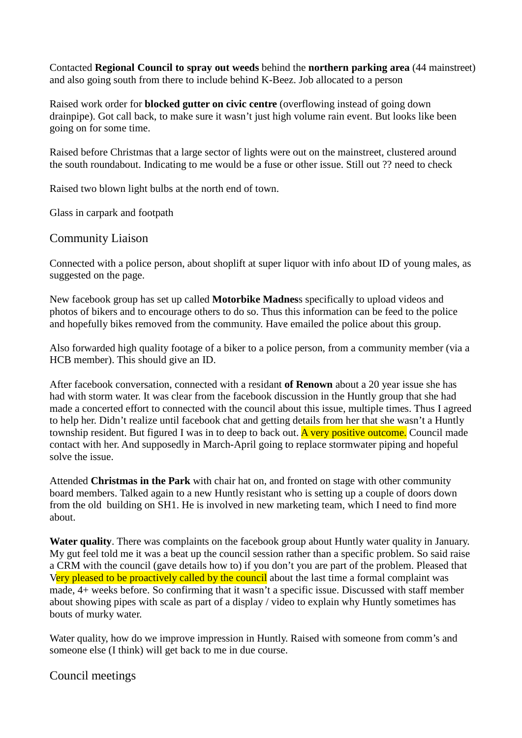Contacted **Regional Council to spray out weeds** behind the **northern parking area** (44 mainstreet) and also going south from there to include behind K-Beez. Job allocated to a person

Raised work order for **blocked gutter on civic centre** (overflowing instead of going down drainpipe). Got call back, to make sure it wasn't just high volume rain event. But looks like been going on for some time.

Raised before Christmas that a large sector of lights were out on the mainstreet, clustered around the south roundabout. Indicating to me would be a fuse or other issue. Still out ?? need to check

Raised two blown light bulbs at the north end of town.

Glass in carpark and footpath

## Community Liaison

Connected with a police person, about shoplift at super liquor with info about ID of young males, as suggested on the page.

New facebook group has set up called **Motorbike Madnes**s specifically to upload videos and photos of bikers and to encourage others to do so. Thus this information can be feed to the police and hopefully bikes removed from the community. Have emailed the police about this group.

Also forwarded high quality footage of a biker to a police person, from a community member (via a HCB member). This should give an ID.

After facebook conversation, connected with a residant **of Renown** about a 20 year issue she has had with storm water. It was clear from the facebook discussion in the Huntly group that she had made a concerted effort to connected with the council about this issue, multiple times. Thus I agreed to help her. Didn't realize until facebook chat and getting details from her that she wasn't a Huntly township resident. But figured I was in to deep to back out. A very positive outcome. Council made contact with her. And supposedly in March-April going to replace stormwater piping and hopeful solve the issue.

Attended **Christmas in the Park** with chair hat on, and fronted on stage with other community board members. Talked again to a new Huntly resistant who is setting up a couple of doors down from the old  building on SH1. He is involved in new marketing team, which I need to find more about.

**Water quality**. There was complaints on the facebook group about Huntly water quality in January. My gut feel told me it was a beat up the council session rather than a specific problem. So said raise a CRM with the council (gave details how to) if you don't you are part of the problem. Pleased that Very pleased to be proactively called by the council about the last time a formal complaint was made, 4+ weeks before. So confirming that it wasn't a specific issue. Discussed with staff member about showing pipes with scale as part of a display / video to explain why Huntly sometimes has bouts of murky water.

Water quality, how do we improve impression in Huntly. Raised with someone from comm's and someone else (I think) will get back to me in due course.

## Council meetings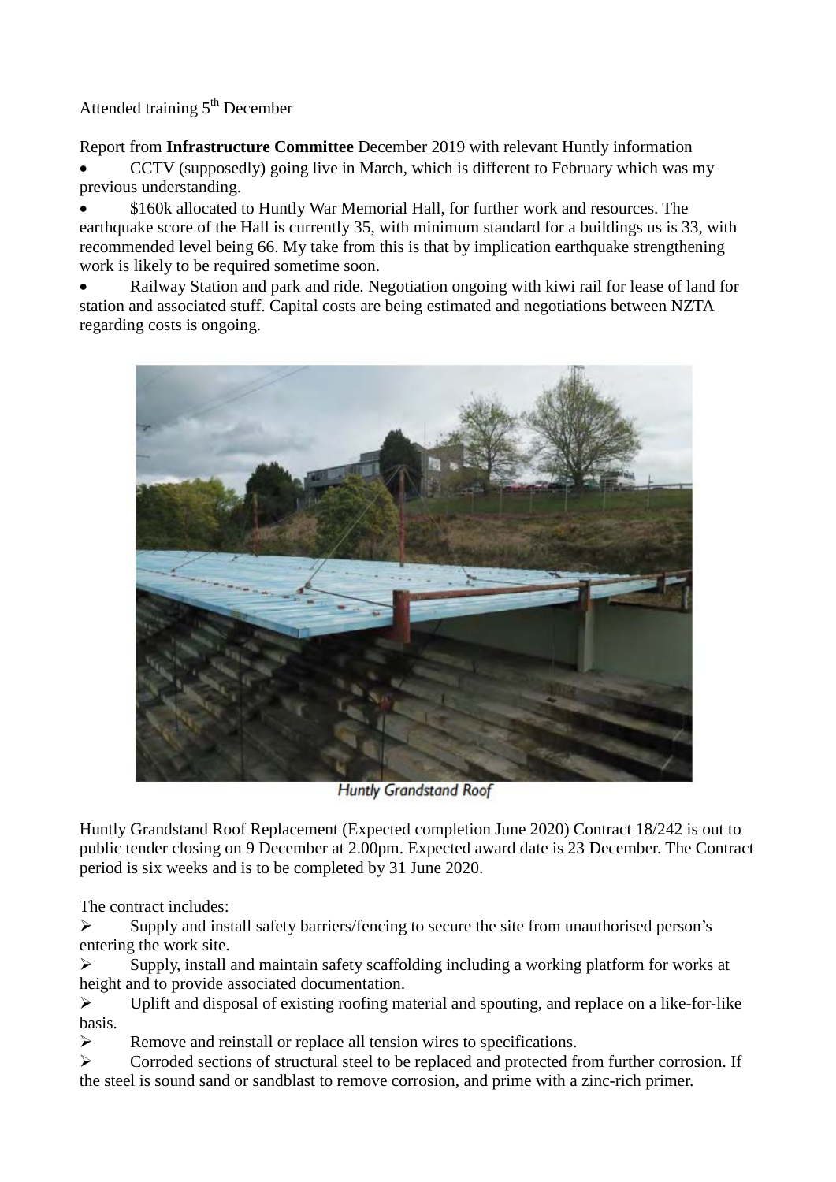Attended training 5th December

Report from **Infrastructure Committee** December 2019 with relevant Huntly information

- CCTV (supposedly) going live in March, which is different to February which was my previous understanding.
- $160k allocated to Huntly War Memorial Hall, for further work and resources. The earthquake score of the Hall is currently 35, with minimum standard for a buildings us is 33, with recommended level being 66. My take from this is that by implication earthquake strengthening work is likely to be required sometime soon.
- Railway Station and park and ride. Negotiation ongoing with kiwi rail for lease of land for station and associated stuff. Capital costs are being estimated and negotiations between NZTA regarding costs is ongoing.

Huntly Grandstand Roof

Huntly Grandstand Roof Replacement (Expected completion June 2020) Contract 18/242 is out to public tender closing on 9 December at 2.00pm. Expected award date is 23 December. The Contract period is six weeks and is to be completed by 31 June 2020.

The contract includes:

- Supply and install safety barriers/fencing to secure the site from unauthorised person's entering the work site.
- Supply, install and maintain safety scaffolding including a working platform for works at height and to provide associated documentation.
- Uplift and disposal of existing roofing material and spouting, and replace on a like-for-like basis.
- Remove and reinstall or replace all tension wires to specifications.
- Corroded sections of structural steel to be replaced and protected from further corrosion. If the steel is sound sand or sandblast to remove corrosion, and prime with a zinc-rich primer.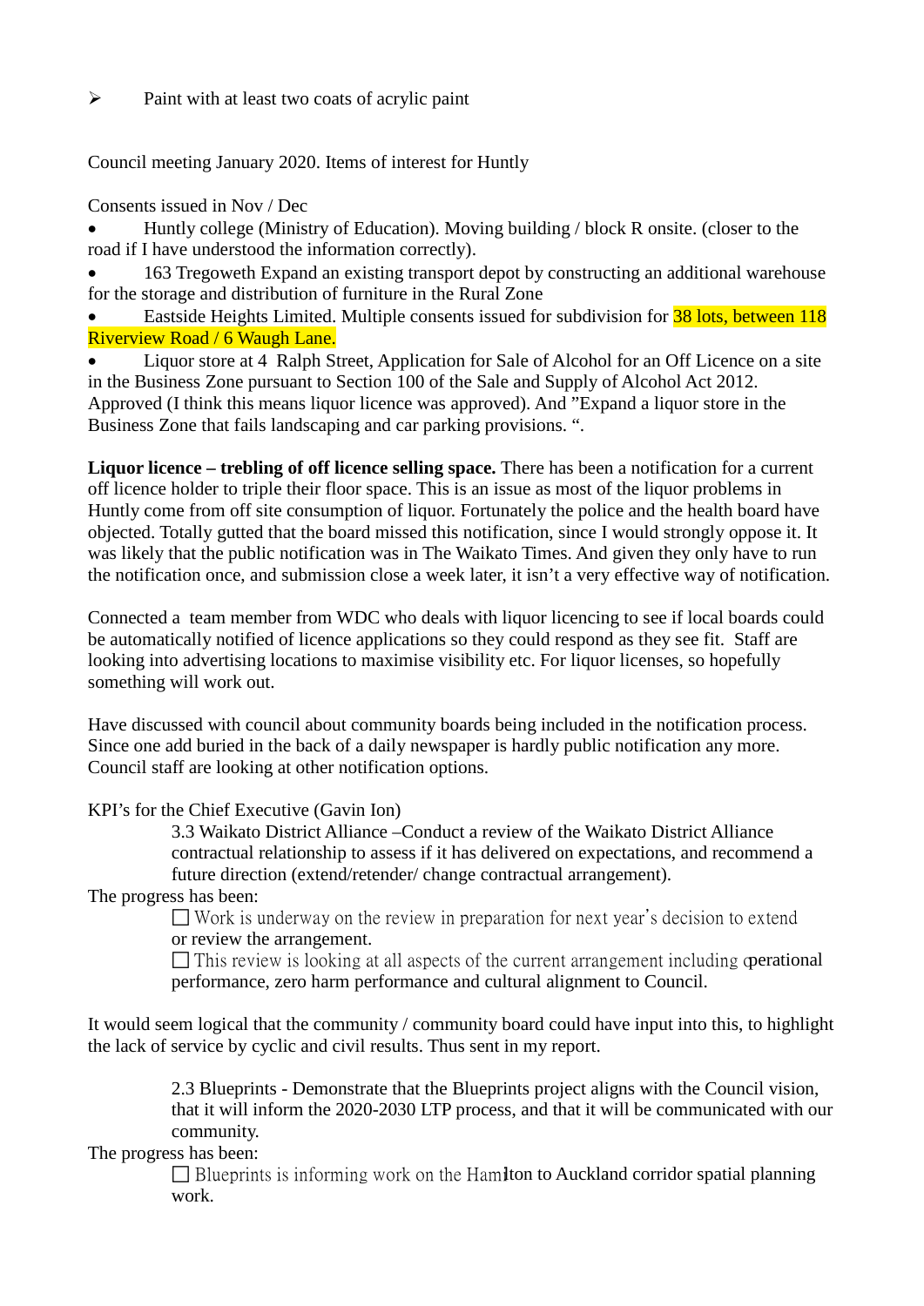- Paint with at least two coats of acrylic paint

Council meeting January 2020. Items of interest for Huntly

Consents issued in Nov / Dec

- Huntly college (Ministry of Education). Moving building / block R onsite. (closer to the road if I have understood the information correctly).
- 163 Tregoweth Expand an existing transport depot by constructing an additional warehouse for the storage and distribution of furniture in the Rural Zone
- Eastside Heights Limited. Multiple consents issued for subdivision for 38 lots, between 118 Riverview Road / 6 Waugh Lane.
- Liquor store at 4 Ralph Street, Application for Sale of Alcohol for an Off Licence on a site in the Business Zone pursuant to Section 100 of the Sale and Supply of Alcohol Act 2012. Approved (I think this means liquor licence was approved). And "Expand a liquor store in the Business Zone that fails landscaping and car parking provisions. ".

**Liquor licence – trebling of off licence selling space.** There has been a notification for a current off licence holder to triple their floor space. This is an issue as most of the liquor problems in Huntly come from off site consumption of liquor. Fortunately the police and the health board have objected. Totally gutted that the board missed this notification, since I would strongly oppose it. It was likely that the public notification was in The Waikato Times. And given they only have to run the notification once, and submission close a week later, it isn't a very effective way of notification.

Connected a team member from WDC who deals with liquor licencing to see if local boards could be automatically notified of licence applications so they could respond as they see fit. Staff are looking into advertising locations to maximise visibility etc. For liquor licenses, so hopefully something will work out.

Have discussed with council about community boards being included in the notification process. Since one add buried in the back of a daily newspaper is hardly public notification any more. Council staff are looking at other notification options.

KPI's for the Chief Executive (Gavin Ion)

> 3.3 Waikato District Alliance –Conduct a review of the Waikato District Alliance contractual relationship to assess if it has delivered on expectations, and recommend a future direction (extend/retender/ change contractual arrangement).

The progress has been:

> - Work is underway on the review in preparation for next year's decision to extend or review the arrangement.
> - This review is looking at all aspects of the current arrangement including operational performance, zero harm performance and cultural alignment to Council.

It would seem logical that the community / community board could have input into this, to highlight the lack of service by cyclic and civil results. Thus sent in my report.

> 2.3 Blueprints - Demonstrate that the Blueprints project aligns with the Council vision, that it will inform the 2020-2030 LTP process, and that it will be communicated with our community.

The progress has been:

> - Blueprints is informing work on the Hamilton to Auckland corridor spatial planning work.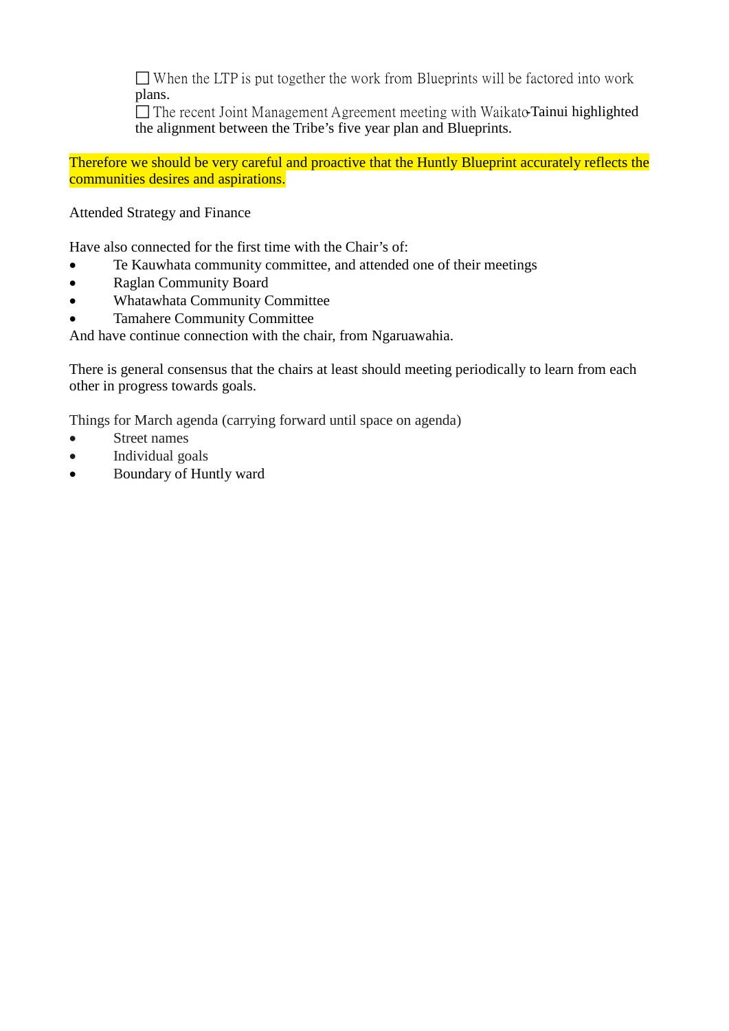- ☐ When the LTP is put together the work from Blueprints will be factored into work plans.
- ☐ The recent Joint Management Agreement meeting with Waikato-Tainui highlighted the alignment between the Tribe's five year plan and Blueprints.

Therefore we should be very careful and proactive that the Huntly Blueprint accurately reflects the communities desires and aspirations.

Attended Strategy and Finance

Have also connected for the first time with the Chair's of:

- Te Kauwhata community committee, and attended one of their meetings
- Raglan Community Board
- Whatawhata Community Committee
- Tamahere Community Committee

And have continue connection with the chair, from Ngaruawahia.

There is general consensus that the chairs at least should meeting periodically to learn from each other in progress towards goals.

Things for March agenda (carrying forward until space on agenda)

- Street names
- Individual goals
- Boundary of Huntly ward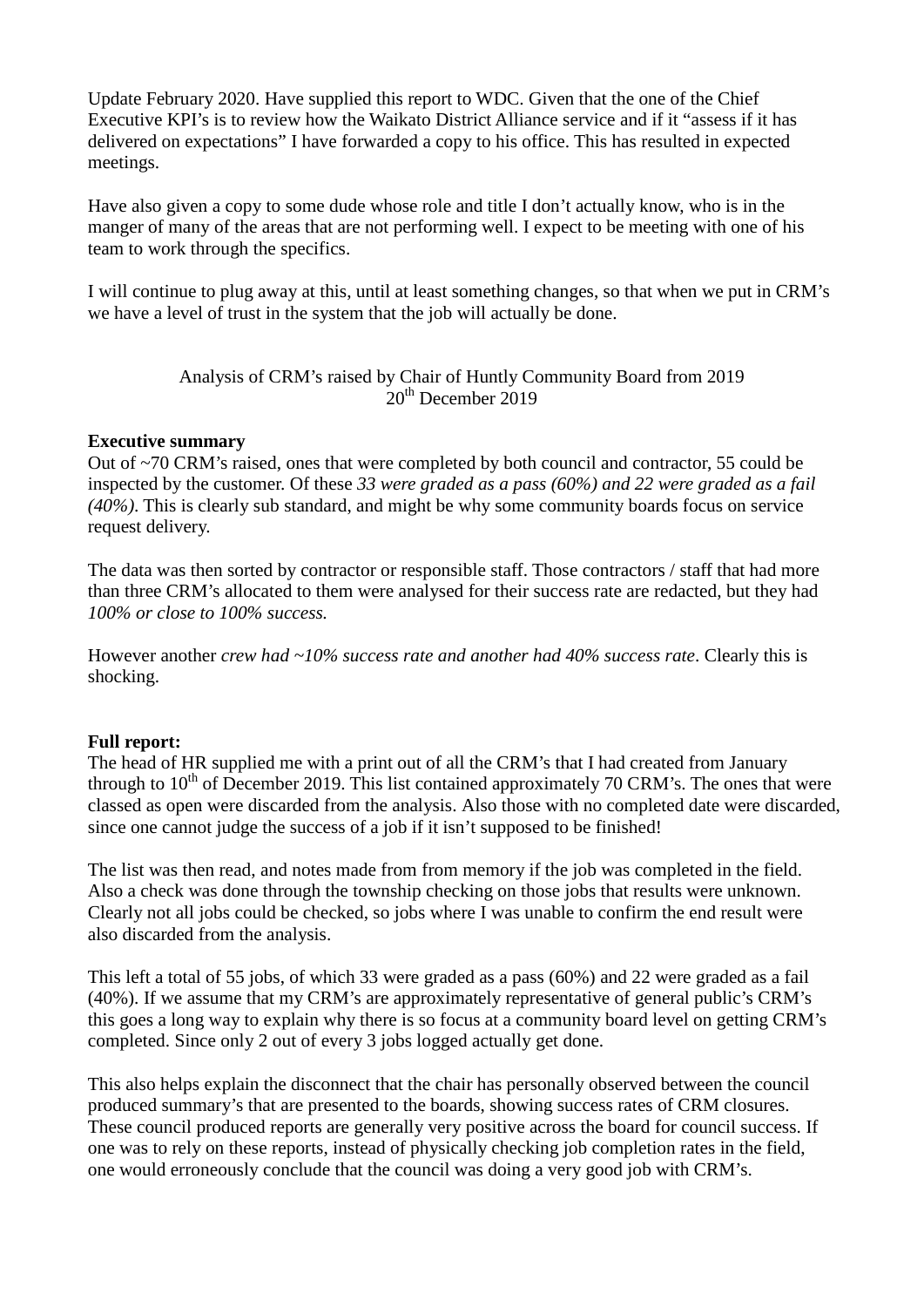Update February 2020. Have supplied this report to WDC. Given that the one of the Chief Executive KPI's is to review how the Waikato District Alliance service and if it "assess if it has delivered on expectations" I have forwarded a copy to his office. This has resulted in expected meetings.

Have also given a copy to some dude whose role and title I don't actually know, who is in the manger of many of the areas that are not performing well. I expect to be meeting with one of his team to work through the specifics.

I will continue to plug away at this, until at least something changes, so that when we put in CRM's we have a level of trust in the system that the job will actually be done.

Analysis of CRM's raised by Chair of Huntly Community Board from 2019
20th December 2019

**Executive summary**
Out of ~70 CRM's raised, ones that were completed by both council and contractor, 55 could be inspected by the customer. Of these *33 were graded as a pass (60%) and 22 were graded as a fail (40%)*. This is clearly sub standard, and might be why some community boards focus on service request delivery.

The data was then sorted by contractor or responsible staff. Those contractors / staff that had more than three CRM's allocated to them were analysed for their success rate are redacted, but they had *100% or close to 100% success.*

However another *crew had ~10% success rate and another had 40% success rate*. Clearly this is shocking.

**Full report:**
The head of HR supplied me with a print out of all the CRM's that I had created from January through to 10th of December 2019. This list contained approximately 70 CRM's. The ones that were classed as open were discarded from the analysis. Also those with no completed date were discarded, since one cannot judge the success of a job if it isn't supposed to be finished!

The list was then read, and notes made from from memory if the job was completed in the field. Also a check was done through the township checking on those jobs that results were unknown. Clearly not all jobs could be checked, so jobs where I was unable to confirm the end result were also discarded from the analysis.

This left a total of 55 jobs, of which 33 were graded as a pass (60%) and 22 were graded as a fail (40%). If we assume that my CRM's are approximately representative of general public's CRM's this goes a long way to explain why there is so focus at a community board level on getting CRM's completed. Since only 2 out of every 3 jobs logged actually get done.

This also helps explain the disconnect that the chair has personally observed between the council produced summary's that are presented to the boards, showing success rates of CRM closures. These council produced reports are generally very positive across the board for council success. If one was to rely on these reports, instead of physically checking job completion rates in the field, one would erroneously conclude that the council was doing a very good job with CRM's.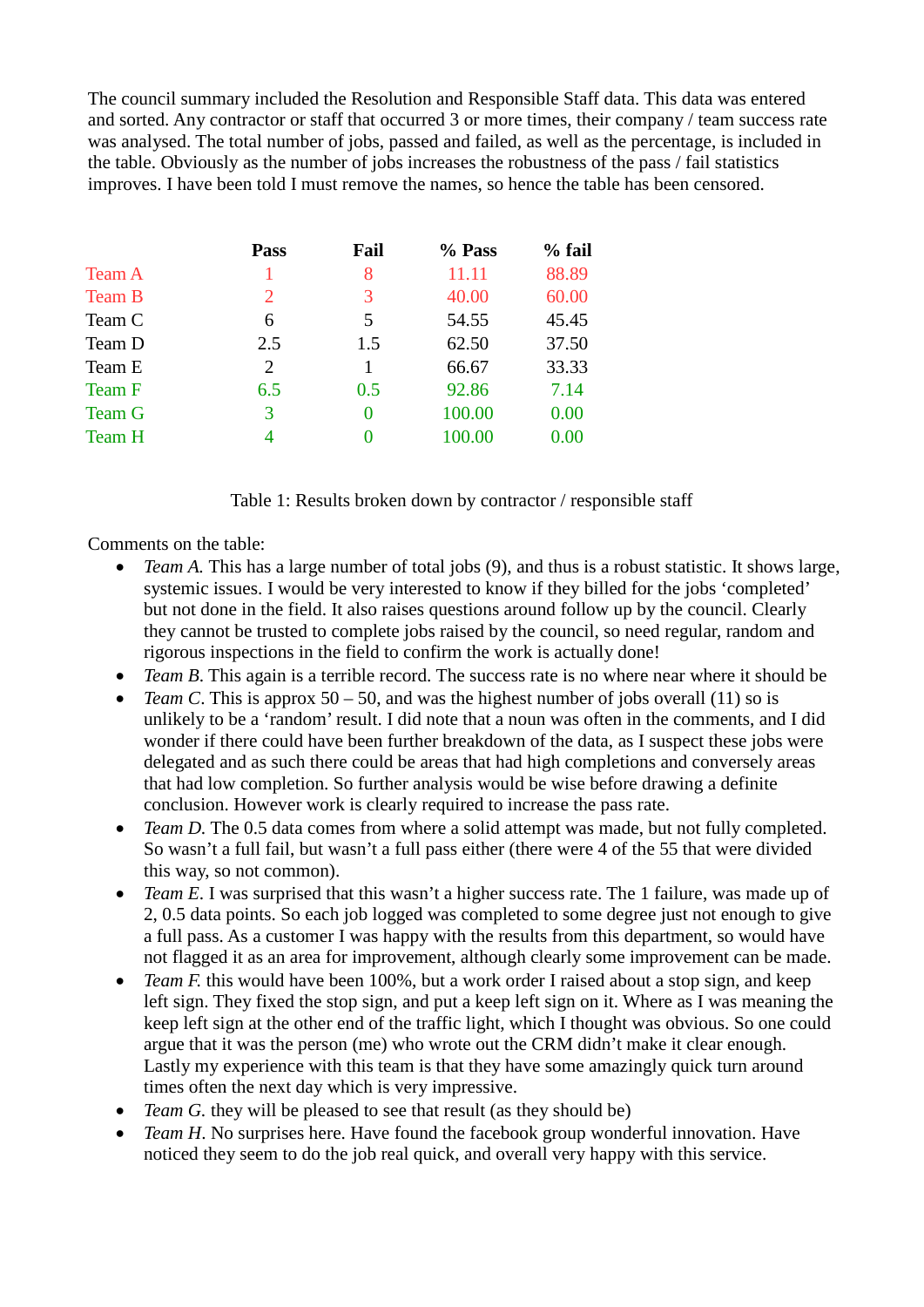The council summary included the Resolution and Responsible Staff data. This data was entered and sorted. Any contractor or staff that occurred 3 or more times, their company / team success rate was analysed. The total number of jobs, passed and failed, as well as the percentage, is included in the table. Obviously as the number of jobs increases the robustness of the pass / fail statistics improves. I have been told I must remove the names, so hence the table has been censored.

| | Pass | Fail | % Pass | % fail |
|---|---|---|---|---|
| Team A | 1 | 8 | 11.11 | 88.89 |
| Team B | 2 | 3 | 40.00 | 60.00 |
| Team C | 6 | 5 | 54.55 | 45.45 |
| Team D | 2.5 | 1.5 | 62.50 | 37.50 |
| Team E | 2 | 1 | 66.67 | 33.33 |
| Team F | 6.5 | 0.5 | 92.86 | 7.14 |
| Team G | 3 | 0 | 100.00 | 0.00 |
| Team H | 4 | 0 | 100.00 | 0.00 |

Table 1: Results broken down by contractor / responsible staff

Comments on the table:

- *Team A.* This has a large number of total jobs (9), and thus is a robust statistic. It shows large, systemic issues. I would be very interested to know if they billed for the jobs 'completed' but not done in the field. It also raises questions around follow up by the council. Clearly they cannot be trusted to complete jobs raised by the council, so need regular, random and rigorous inspections in the field to confirm the work is actually done!
- *Team B.* This again is a terrible record. The success rate is no where near where it should be
- *Team C*. This is approx 50 – 50, and was the highest number of jobs overall (11) so is unlikely to be a 'random' result. I did note that a noun was often in the comments, and I did wonder if there could have been further breakdown of the data, as I suspect these jobs were delegated and as such there could be areas that had high completions and conversely areas that had low completion. So further analysis would be wise before drawing a definite conclusion. However work is clearly required to increase the pass rate.
- *Team D.* The 0.5 data comes from where a solid attempt was made, but not fully completed. So wasn't a full fail, but wasn't a full pass either (there were 4 of the 55 that were divided this way, so not common).
- *Team E*. I was surprised that this wasn't a higher success rate. The 1 failure, was made up of 2, 0.5 data points. So each job logged was completed to some degree just not enough to give a full pass. As a customer I was happy with the results from this department, so would have not flagged it as an area for improvement, although clearly some improvement can be made.
- *Team F.* this would have been 100%, but a work order I raised about a stop sign, and keep left sign. They fixed the stop sign, and put a keep left sign on it. Where as I was meaning the keep left sign at the other end of the traffic light, which I thought was obvious. So one could argue that it was the person (me) who wrote out the CRM didn't make it clear enough. Lastly my experience with this team is that they have some amazingly quick turn around times often the next day which is very impressive.
- *Team G.* they will be pleased to see that result (as they should be)
- *Team H*. No surprises here. Have found the facebook group wonderful innovation. Have noticed they seem to do the job real quick, and overall very happy with this service.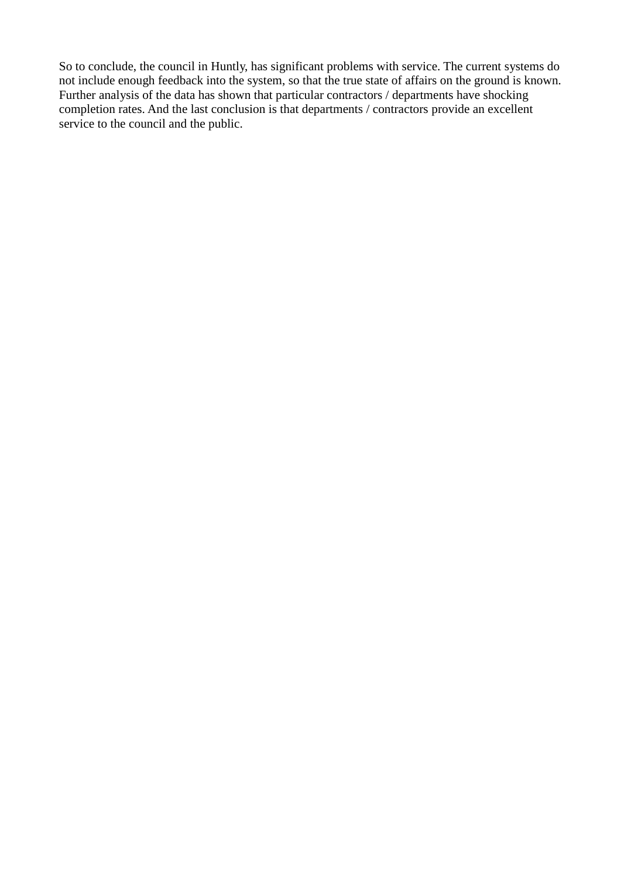So to conclude, the council in Huntly, has significant problems with service. The current systems do not include enough feedback into the system, so that the true state of affairs on the ground is known. Further analysis of the data has shown that particular contractors / departments have shocking completion rates. And the last conclusion is that departments / contractors provide an excellent service to the council and the public.